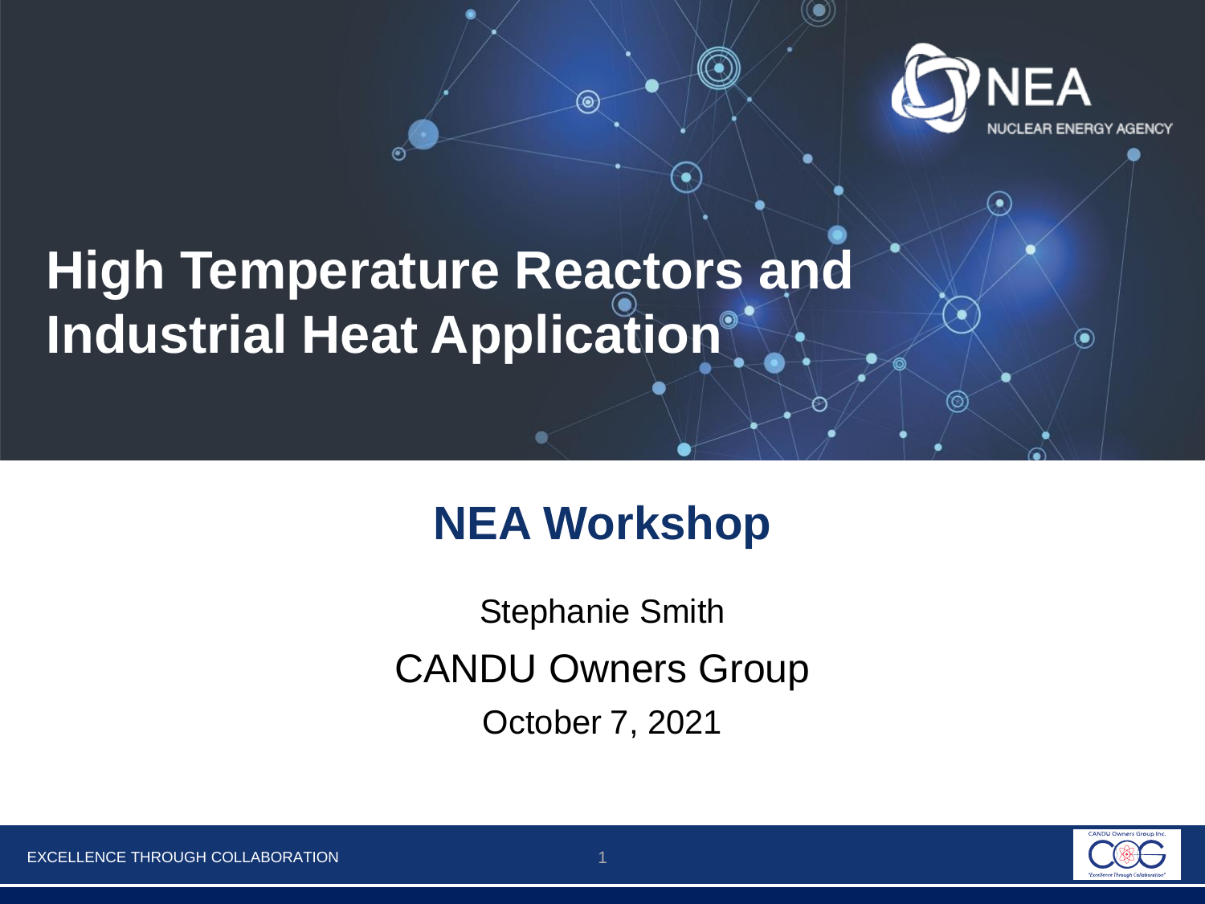# High Temperature Reactors and Industrial Heat Application

## NEA Workshop

Stephanie Smith

CANDU Owners Group

October 7, 2021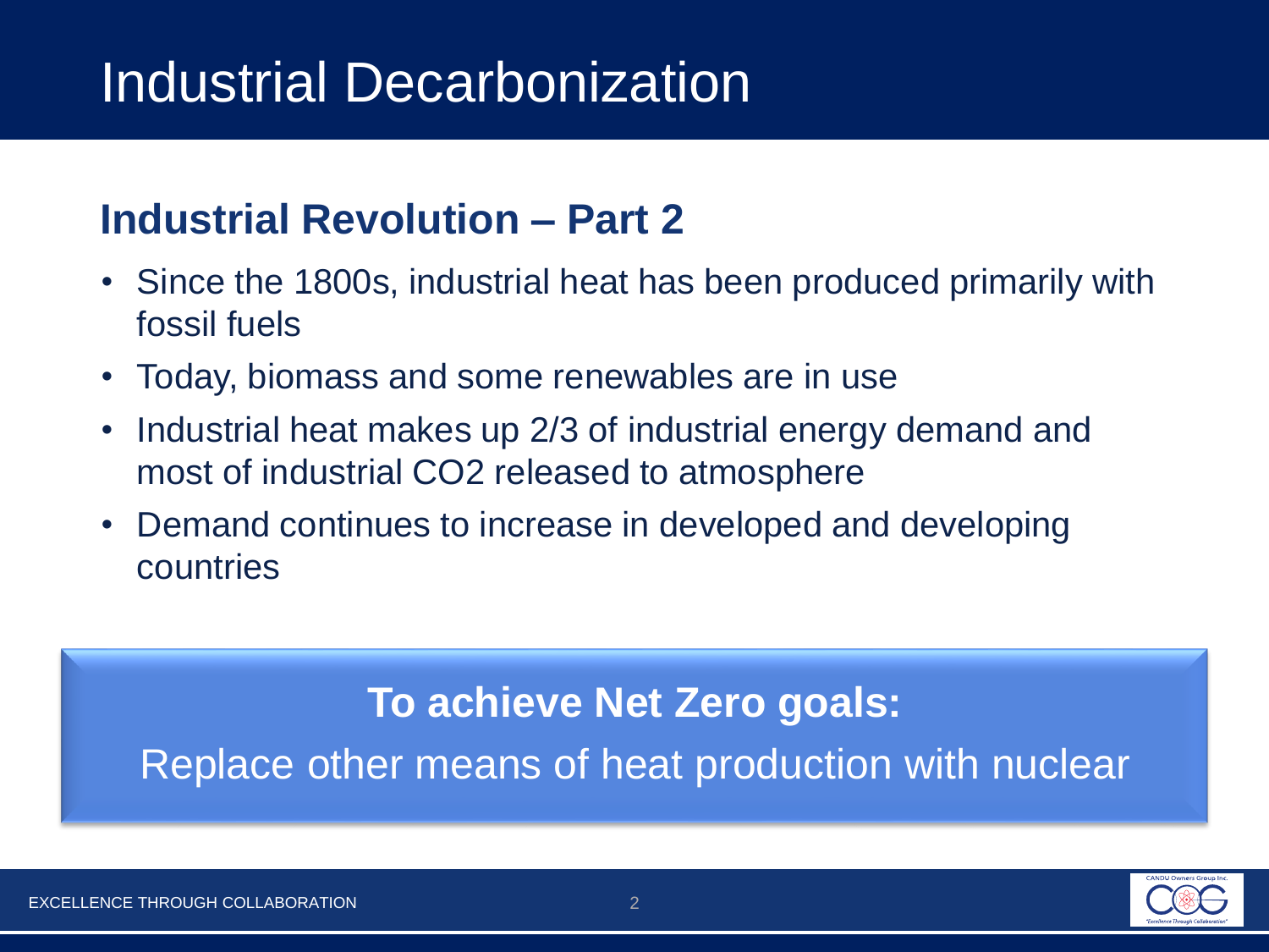# Industrial Decarbonization

## Industrial Revolution – Part 2

- Since the 1800s, industrial heat has been produced primarily with fossil fuels
- Today, biomass and some renewables are in use
- Industrial heat makes up 2/3 of industrial energy demand and most of industrial $CO_2$ released to atmosphere
- Demand continues to increase in developed and developing countries

**To achieve Net Zero goals:**

Replace other means of heat production with nuclear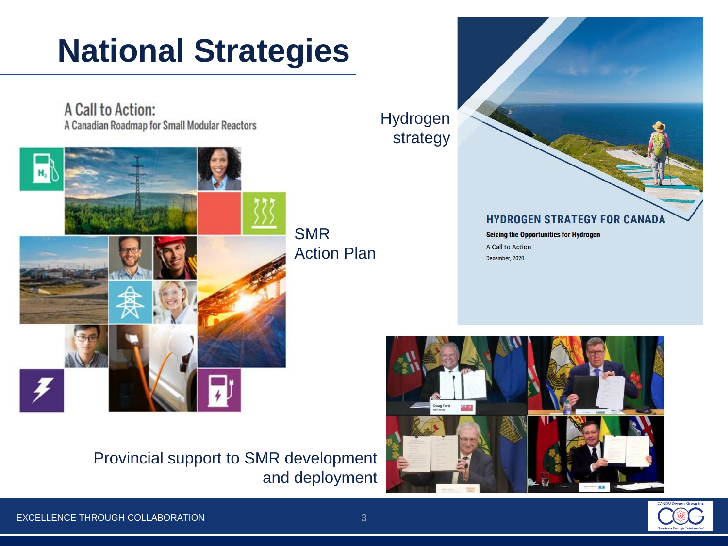# National Strategies

A Call to Action:
A Canadian Roadmap for Small Modular Reactors

SMR Action Plan

Hydrogen strategy

HYDROGEN STRATEGY FOR CANADA
Seizing the Opportunities for Hydrogen
A Call to Action
December, 2020

Provincial support to SMR development and deployment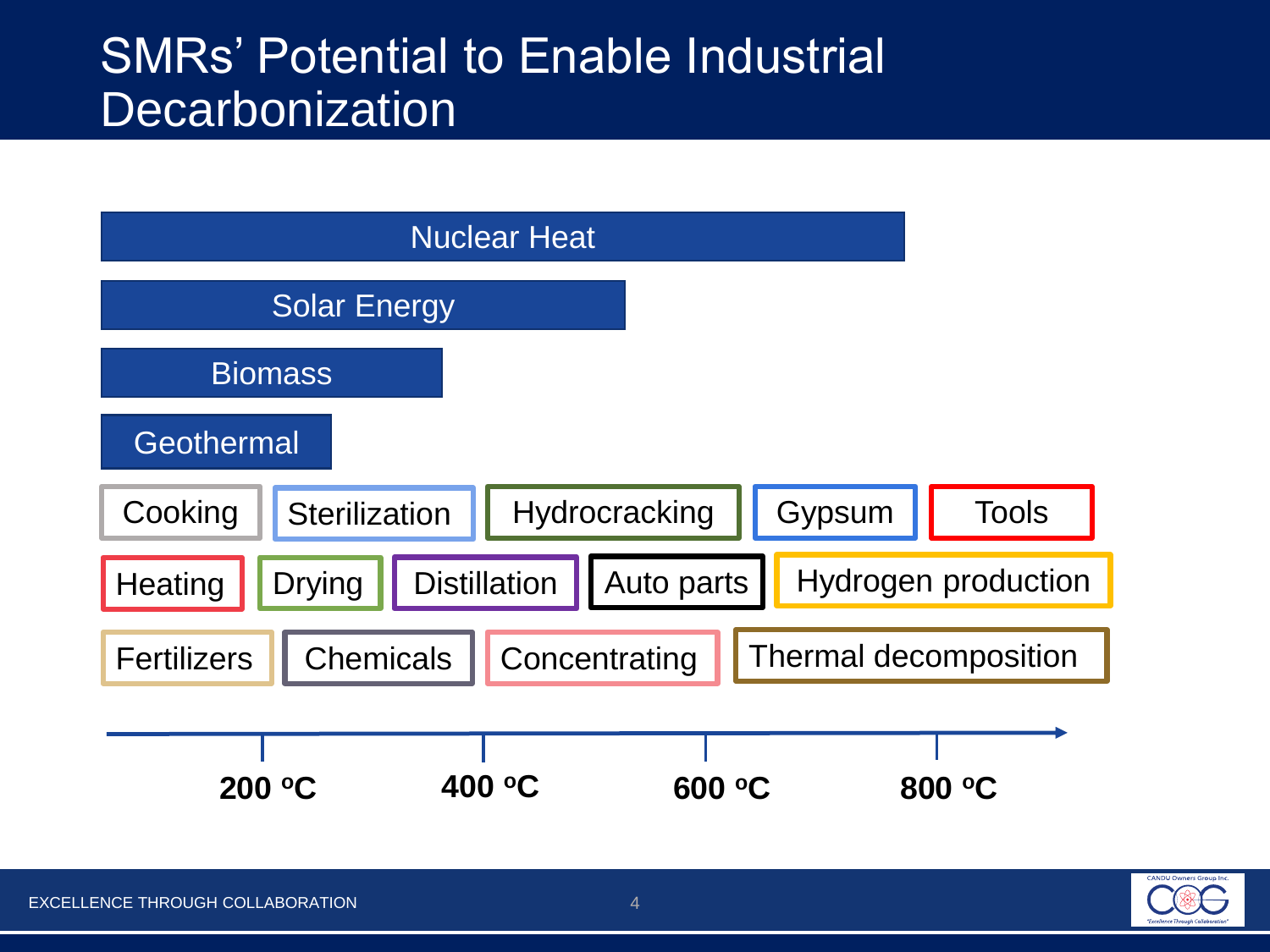# SMRs' Potential to Enable Industrial Decarbonization

Nuclear Heat

Solar Energy

Biomass

Geothermal

Cooking | Sterilization | Hydrocracking | Gypsum | Tools

Heating | Drying | Distillation | Auto parts | Hydrogen production

Fertilizers | Chemicals | Concentrating | Thermal decomposition

**200 ºC** **400 ºC** **600 ºC** **800 ºC**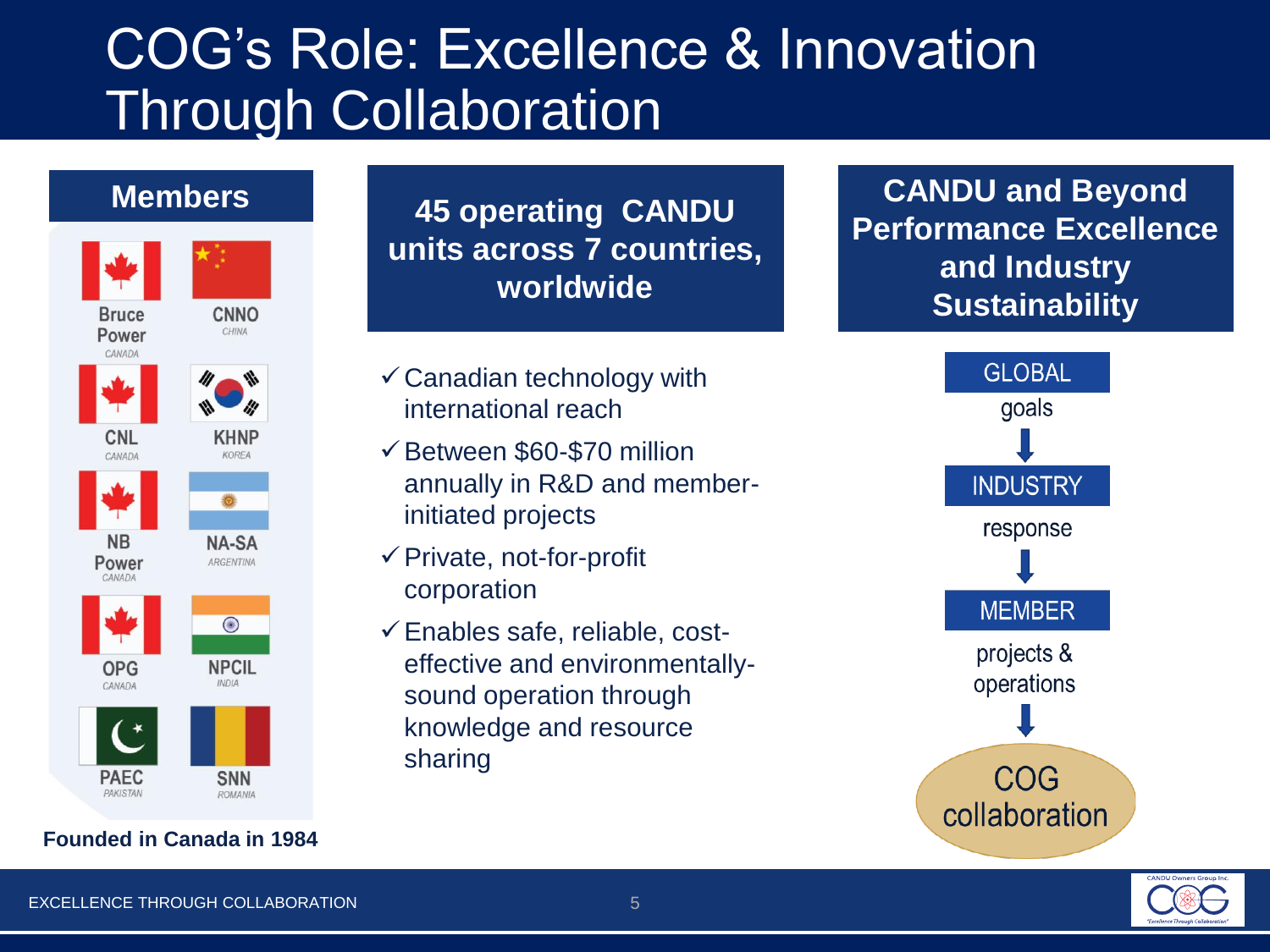# COG's Role: Excellence & Innovation Through Collaboration

## Members

| | |
|---|---|
| Bruce Power (CANADA) | CNNO (CHINA) |
| CNL (CANADA) | KHNP (KOREA) |
| NB Power (CANADA) | NA-SA (ARGENTINA) |
| OPG (CANADA) | NPCIL (INDIA) |
| PAEC (PAKISTAN) | SNN (ROMANIA) |

**Founded in Canada in 1984**

## 45 operating CANDU units across 7 countries, worldwide

- ✓ Canadian technology with international reach
- ✓ Between $60-$70 million annually in R&D and member-initiated projects
- ✓ Private, not-for-profit corporation
- ✓ Enables safe, reliable, cost-effective and environmentally-sound operation through knowledge and resource sharing

## CANDU and Beyond Performance Excellence and Industry Sustainability

GLOBAL goals

↓

INDUSTRY response

↓

MEMBER projects & operations

↓

COG collaboration

EXCELLENCE THROUGH COLLABORATION